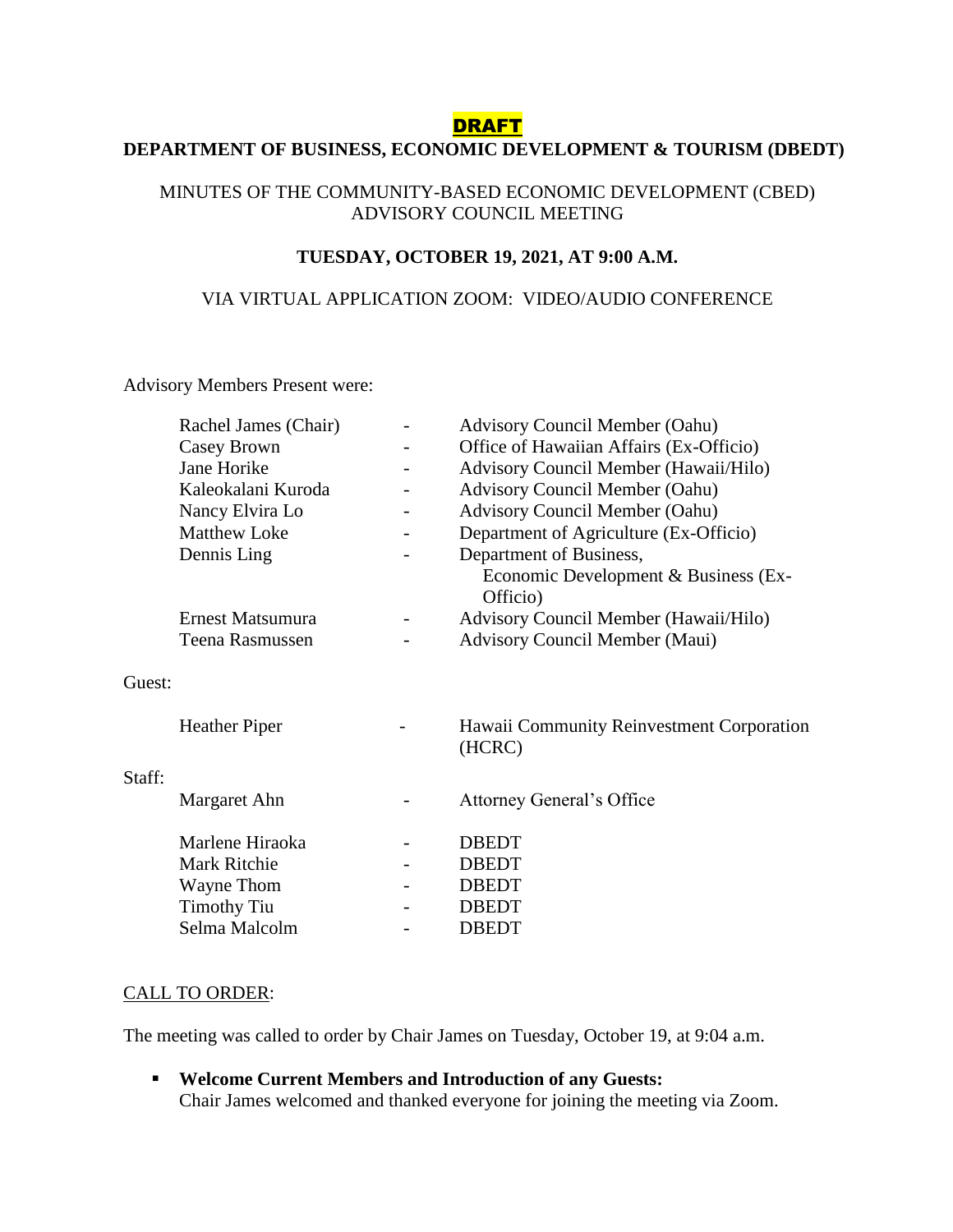**DRAFT**

**DEPARTMENT OF BUSINESS, ECONOMIC DEVELOPMENT & TOURISM (DBEDT)**

MINUTES OF THE COMMUNITY-BASED ECONOMIC DEVELOPMENT (CBED) ADVISORY COUNCIL MEETING

**TUESDAY, OCTOBER 19, 2021, AT 9:00 A.M.**

VIA VIRTUAL APPLICATION ZOOM: VIDEO/AUDIO CONFERENCE

Advisory Members Present were:

| | | |
|---|---|---|
| Rachel James (Chair) | - | Advisory Council Member (Oahu) |
| Casey Brown | - | Office of Hawaiian Affairs (Ex-Officio) |
| Jane Horike | - | Advisory Council Member (Hawaii/Hilo) |
| Kaleokalani Kuroda | - | Advisory Council Member (Oahu) |
| Nancy Elvira Lo | - | Advisory Council Member (Oahu) |
| Matthew Loke | - | Department of Agriculture (Ex-Officio) |
| Dennis Ling | - | Department of Business, Economic Development & Business (Ex-Officio) |
| Ernest Matsumura | - | Advisory Council Member (Hawaii/Hilo) |
| Teena Rasmussen | - | Advisory Council Member (Maui) |

Guest:

| | | |
|---|---|---|
| Heather Piper | - | Hawaii Community Reinvestment Corporation (HCRC) |

Staff:

| | | |
|---|---|---|
| Margaret Ahn | - | Attorney General's Office |
| Marlene Hiraoka | - | DBEDT |
| Mark Ritchie | - | DBEDT |
| Wayne Thom | - | DBEDT |
| Timothy Tiu | - | DBEDT |
| Selma Malcolm | - | DBEDT |

CALL TO ORDER:

The meeting was called to order by Chair James on Tuesday, October 19, at 9:04 a.m.

- **Welcome Current Members and Introduction of any Guests:**
  Chair James welcomed and thanked everyone for joining the meeting via Zoom.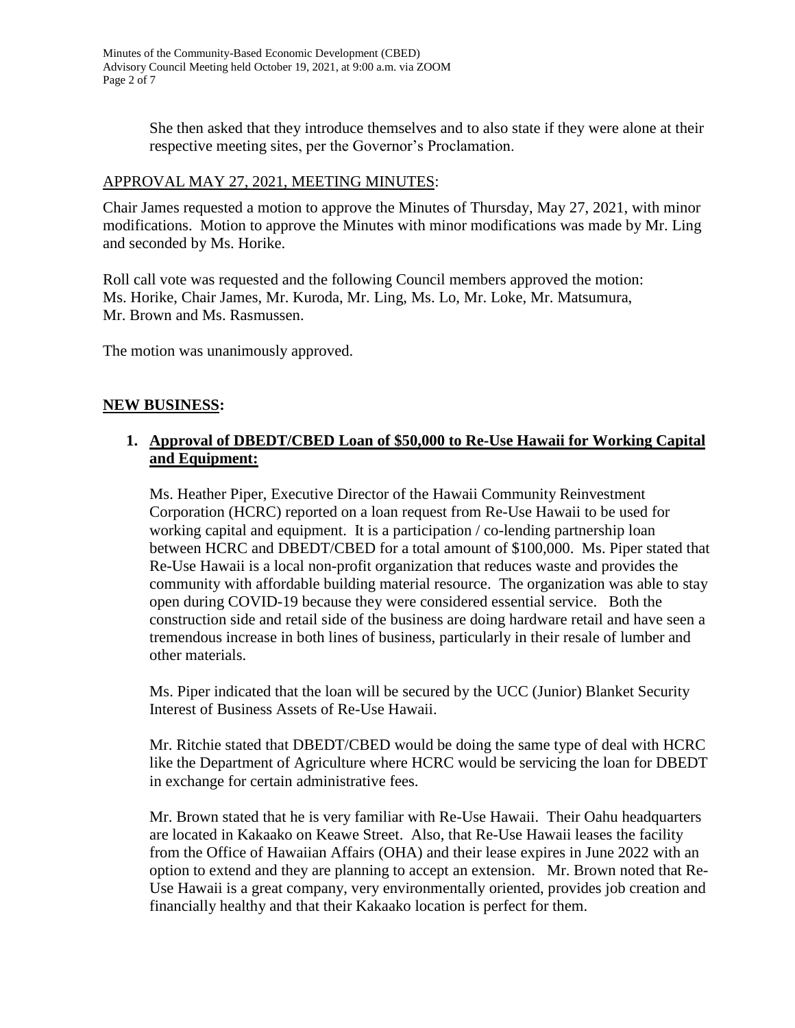She then asked that they introduce themselves and to also state if they were alone at their respective meeting sites, per the Governor's Proclamation.

APPROVAL MAY 27, 2021, MEETING MINUTES:

Chair James requested a motion to approve the Minutes of Thursday, May 27, 2021, with minor modifications. Motion to approve the Minutes with minor modifications was made by Mr. Ling and seconded by Ms. Horike.

Roll call vote was requested and the following Council members approved the motion: Ms. Horike, Chair James, Mr. Kuroda, Mr. Ling, Ms. Lo, Mr. Loke, Mr. Matsumura, Mr. Brown and Ms. Rasmussen.

The motion was unanimously approved.

## NEW BUSINESS:

1. **Approval of DBEDT/CBED Loan of $50,000 to Re-Use Hawaii for Working Capital and Equipment:**

   Ms. Heather Piper, Executive Director of the Hawaii Community Reinvestment Corporation (HCRC) reported on a loan request from Re-Use Hawaii to be used for working capital and equipment. It is a participation / co-lending partnership loan between HCRC and DBEDT/CBED for a total amount of $100,000. Ms. Piper stated that Re-Use Hawaii is a local non-profit organization that reduces waste and provides the community with affordable building material resource. The organization was able to stay open during COVID-19 because they were considered essential service. Both the construction side and retail side of the business are doing hardware retail and have seen a tremendous increase in both lines of business, particularly in their resale of lumber and other materials.

   Ms. Piper indicated that the loan will be secured by the UCC (Junior) Blanket Security Interest of Business Assets of Re-Use Hawaii.

   Mr. Ritchie stated that DBEDT/CBED would be doing the same type of deal with HCRC like the Department of Agriculture where HCRC would be servicing the loan for DBEDT in exchange for certain administrative fees.

   Mr. Brown stated that he is very familiar with Re-Use Hawaii. Their Oahu headquarters are located in Kakaako on Keawe Street. Also, that Re-Use Hawaii leases the facility from the Office of Hawaiian Affairs (OHA) and their lease expires in June 2022 with an option to extend and they are planning to accept an extension. Mr. Brown noted that Re-Use Hawaii is a great company, very environmentally oriented, provides job creation and financially healthy and that their Kakaako location is perfect for them.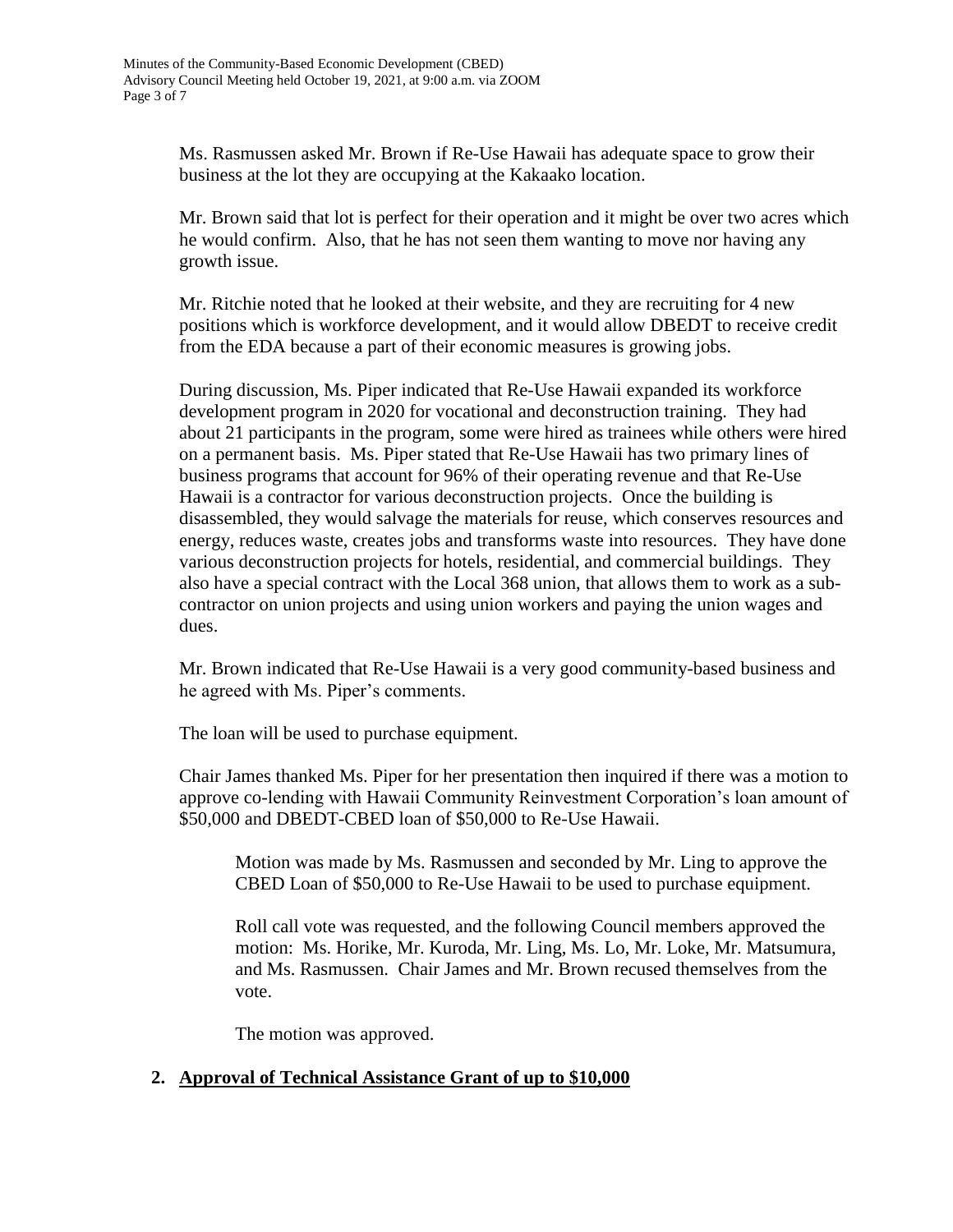Ms. Rasmussen asked Mr. Brown if Re-Use Hawaii has adequate space to grow their business at the lot they are occupying at the Kakaako location.

Mr. Brown said that lot is perfect for their operation and it might be over two acres which he would confirm. Also, that he has not seen them wanting to move nor having any growth issue.

Mr. Ritchie noted that he looked at their website, and they are recruiting for 4 new positions which is workforce development, and it would allow DBEDT to receive credit from the EDA because a part of their economic measures is growing jobs.

During discussion, Ms. Piper indicated that Re-Use Hawaii expanded its workforce development program in 2020 for vocational and deconstruction training. They had about 21 participants in the program, some were hired as trainees while others were hired on a permanent basis. Ms. Piper stated that Re-Use Hawaii has two primary lines of business programs that account for 96% of their operating revenue and that Re-Use Hawaii is a contractor for various deconstruction projects. Once the building is disassembled, they would salvage the materials for reuse, which conserves resources and energy, reduces waste, creates jobs and transforms waste into resources. They have done various deconstruction projects for hotels, residential, and commercial buildings. They also have a special contract with the Local 368 union, that allows them to work as a sub-contractor on union projects and using union workers and paying the union wages and dues.

Mr. Brown indicated that Re-Use Hawaii is a very good community-based business and he agreed with Ms. Piper's comments.

The loan will be used to purchase equipment.

Chair James thanked Ms. Piper for her presentation then inquired if there was a motion to approve co-lending with Hawaii Community Reinvestment Corporation's loan amount of \$50,000 and DBEDT-CBED loan of \$50,000 to Re-Use Hawaii.

> Motion was made by Ms. Rasmussen and seconded by Mr. Ling to approve the CBED Loan of \$50,000 to Re-Use Hawaii to be used to purchase equipment.
>
> Roll call vote was requested, and the following Council members approved the motion: Ms. Horike, Mr. Kuroda, Mr. Ling, Ms. Lo, Mr. Loke, Mr. Matsumura, and Ms. Rasmussen. Chair James and Mr. Brown recused themselves from the vote.
>
> The motion was approved.

## 2. Approval of Technical Assistance Grant of up to \$10,000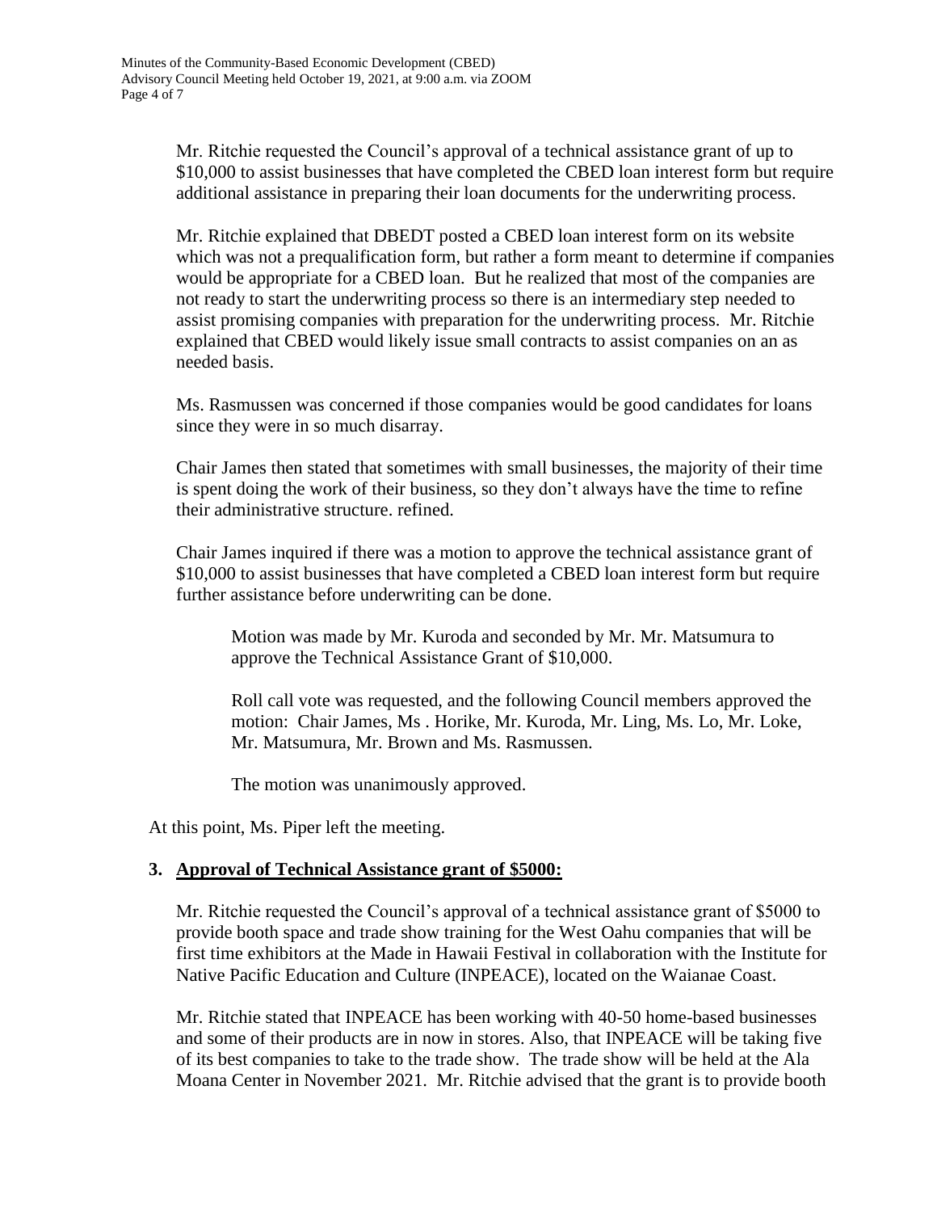Mr. Ritchie requested the Council's approval of a technical assistance grant of up to $10,000 to assist businesses that have completed the CBED loan interest form but require additional assistance in preparing their loan documents for the underwriting process.

Mr. Ritchie explained that DBEDT posted a CBED loan interest form on its website which was not a prequalification form, but rather a form meant to determine if companies would be appropriate for a CBED loan. But he realized that most of the companies are not ready to start the underwriting process so there is an intermediary step needed to assist promising companies with preparation for the underwriting process. Mr. Ritchie explained that CBED would likely issue small contracts to assist companies on an as needed basis.

Ms. Rasmussen was concerned if those companies would be good candidates for loans since they were in so much disarray.

Chair James then stated that sometimes with small businesses, the majority of their time is spent doing the work of their business, so they don't always have the time to refine their administrative structure. refined.

Chair James inquired if there was a motion to approve the technical assistance grant of $10,000 to assist businesses that have completed a CBED loan interest form but require further assistance before underwriting can be done.

> Motion was made by Mr. Kuroda and seconded by Mr. Mr. Matsumura to approve the Technical Assistance Grant of $10,000.
>
> Roll call vote was requested, and the following Council members approved the motion: Chair James, Ms . Horike, Mr. Kuroda, Mr. Ling, Ms. Lo, Mr. Loke, Mr. Matsumura, Mr. Brown and Ms. Rasmussen.
>
> The motion was unanimously approved.

At this point, Ms. Piper left the meeting.

**3. Approval of Technical Assistance grant of $5000:**

Mr. Ritchie requested the Council's approval of a technical assistance grant of $5000 to provide booth space and trade show training for the West Oahu companies that will be first time exhibitors at the Made in Hawaii Festival in collaboration with the Institute for Native Pacific Education and Culture (INPEACE), located on the Waianae Coast.

Mr. Ritchie stated that INPEACE has been working with 40-50 home-based businesses and some of their products are in now in stores. Also, that INPEACE will be taking five of its best companies to take to the trade show. The trade show will be held at the Ala Moana Center in November 2021. Mr. Ritchie advised that the grant is to provide booth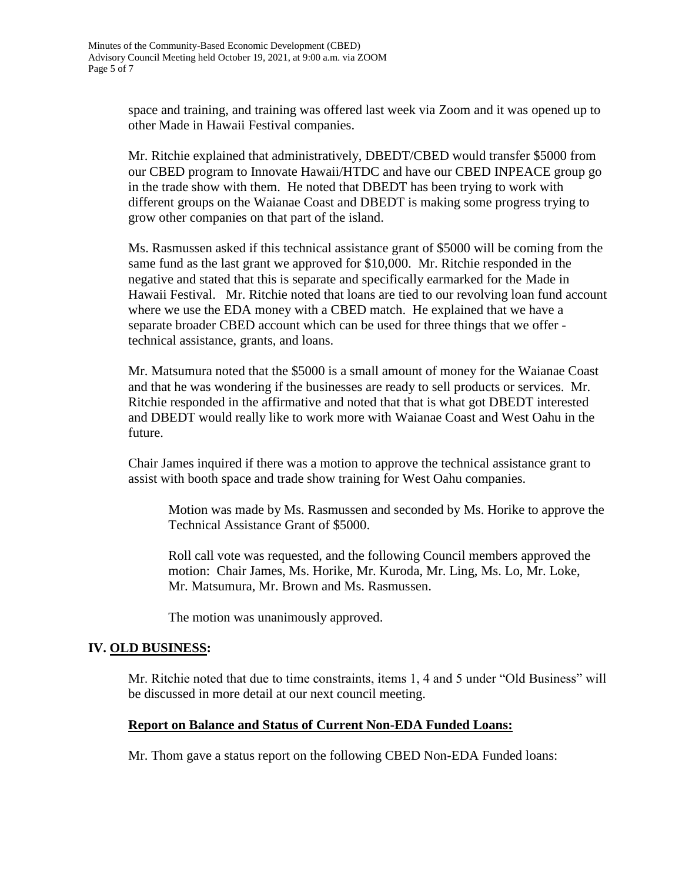space and training, and training was offered last week via Zoom and it was opened up to other Made in Hawaii Festival companies.

Mr. Ritchie explained that administratively, DBEDT/CBED would transfer $5000 from our CBED program to Innovate Hawaii/HTDC and have our CBED INPEACE group go in the trade show with them. He noted that DBEDT has been trying to work with different groups on the Waianae Coast and DBEDT is making some progress trying to grow other companies on that part of the island.

Ms. Rasmussen asked if this technical assistance grant of $5000 will be coming from the same fund as the last grant we approved for $10,000. Mr. Ritchie responded in the negative and stated that this is separate and specifically earmarked for the Made in Hawaii Festival. Mr. Ritchie noted that loans are tied to our revolving loan fund account where we use the EDA money with a CBED match. He explained that we have a separate broader CBED account which can be used for three things that we offer - technical assistance, grants, and loans.

Mr. Matsumura noted that the $5000 is a small amount of money for the Waianae Coast and that he was wondering if the businesses are ready to sell products or services. Mr. Ritchie responded in the affirmative and noted that that is what got DBEDT interested and DBEDT would really like to work more with Waianae Coast and West Oahu in the future.

Chair James inquired if there was a motion to approve the technical assistance grant to assist with booth space and trade show training for West Oahu companies.

> Motion was made by Ms. Rasmussen and seconded by Ms. Horike to approve the Technical Assistance Grant of $5000.
>
> Roll call vote was requested, and the following Council members approved the motion: Chair James, Ms. Horike, Mr. Kuroda, Mr. Ling, Ms. Lo, Mr. Loke, Mr. Matsumura, Mr. Brown and Ms. Rasmussen.
>
> The motion was unanimously approved.

## IV. <u>OLD BUSINESS</u>:

Mr. Ritchie noted that due to time constraints, items 1, 4 and 5 under "Old Business" will be discussed in more detail at our next council meeting.

### <u>Report on Balance and Status of Current Non-EDA Funded Loans:</u>

Mr. Thom gave a status report on the following CBED Non-EDA Funded loans: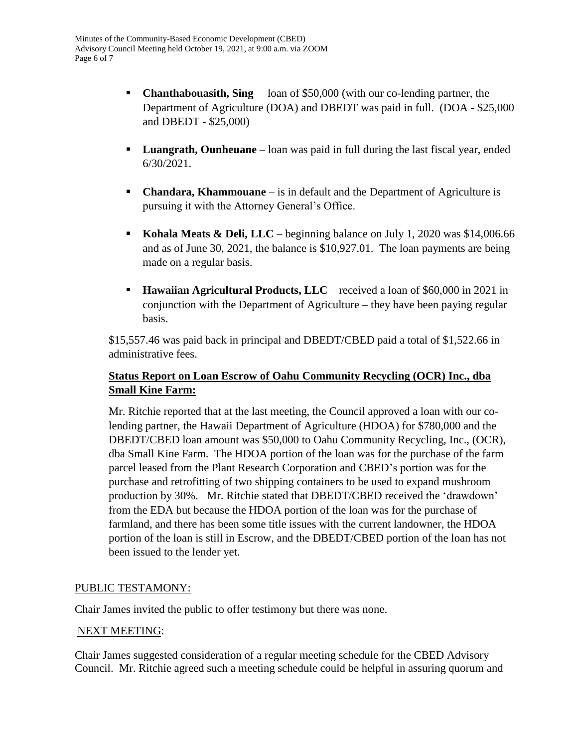- **Chanthabouasith, Sing** – loan of $50,000 (with our co-lending partner, the Department of Agriculture (DOA) and DBEDT was paid in full. (DOA - $25,000 and DBEDT - $25,000)

- **Luangrath, Ounheuane** – loan was paid in full during the last fiscal year, ended 6/30/2021.

- **Chandara, Khammouane** – is in default and the Department of Agriculture is pursuing it with the Attorney General's Office.

- **Kohala Meats & Deli, LLC** – beginning balance on July 1, 2020 was $14,006.66 and as of June 30, 2021, the balance is $10,927.01. The loan payments are being made on a regular basis.

- **Hawaiian Agricultural Products, LLC** – received a loan of $60,000 in 2021 in conjunction with the Department of Agriculture – they have been paying regular basis.

$15,557.46 was paid back in principal and DBEDT/CBED paid a total of $1,522.66 in administrative fees.

**Status Report on Loan Escrow of Oahu Community Recycling (OCR) Inc., dba Small Kine Farm:**

Mr. Ritchie reported that at the last meeting, the Council approved a loan with our co-lending partner, the Hawaii Department of Agriculture (HDOA) for $780,000 and the DBEDT/CBED loan amount was $50,000 to Oahu Community Recycling, Inc., (OCR), dba Small Kine Farm. The HDOA portion of the loan was for the purchase of the farm parcel leased from the Plant Research Corporation and CBED's portion was for the purchase and retrofitting of two shipping containers to be used to expand mushroom production by 30%. Mr. Ritchie stated that DBEDT/CBED received the 'drawdown' from the EDA but because the HDOA portion of the loan was for the purchase of farmland, and there has been some title issues with the current landowner, the HDOA portion of the loan is still in Escrow, and the DBEDT/CBED portion of the loan has not been issued to the lender yet.

PUBLIC TESTAMONY:

Chair James invited the public to offer testimony but there was none.

NEXT MEETING:

Chair James suggested consideration of a regular meeting schedule for the CBED Advisory Council. Mr. Ritchie agreed such a meeting schedule could be helpful in assuring quorum and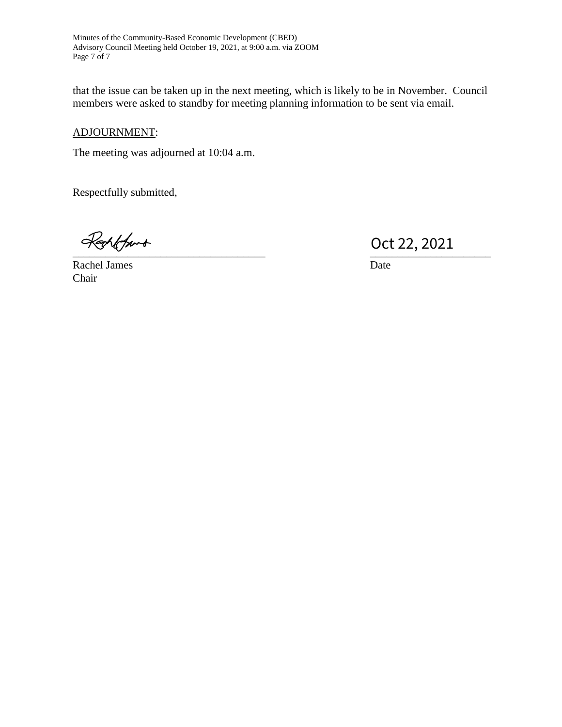that the issue can be taken up in the next meeting, which is likely to be in November. Council members were asked to standby for meeting planning information to be sent via email.

ADJOURNMENT:

The meeting was adjourned at 10:04 a.m.

Respectfully submitted,

\_\_\_\_\_\_\_\_\_\_\_\_\_\_\_\_\_\_\_\_\_\_\_\_\_\_\_\_\_\_\_\_\_\_ Oct 22, 2021

Rachel James
Chair

Date